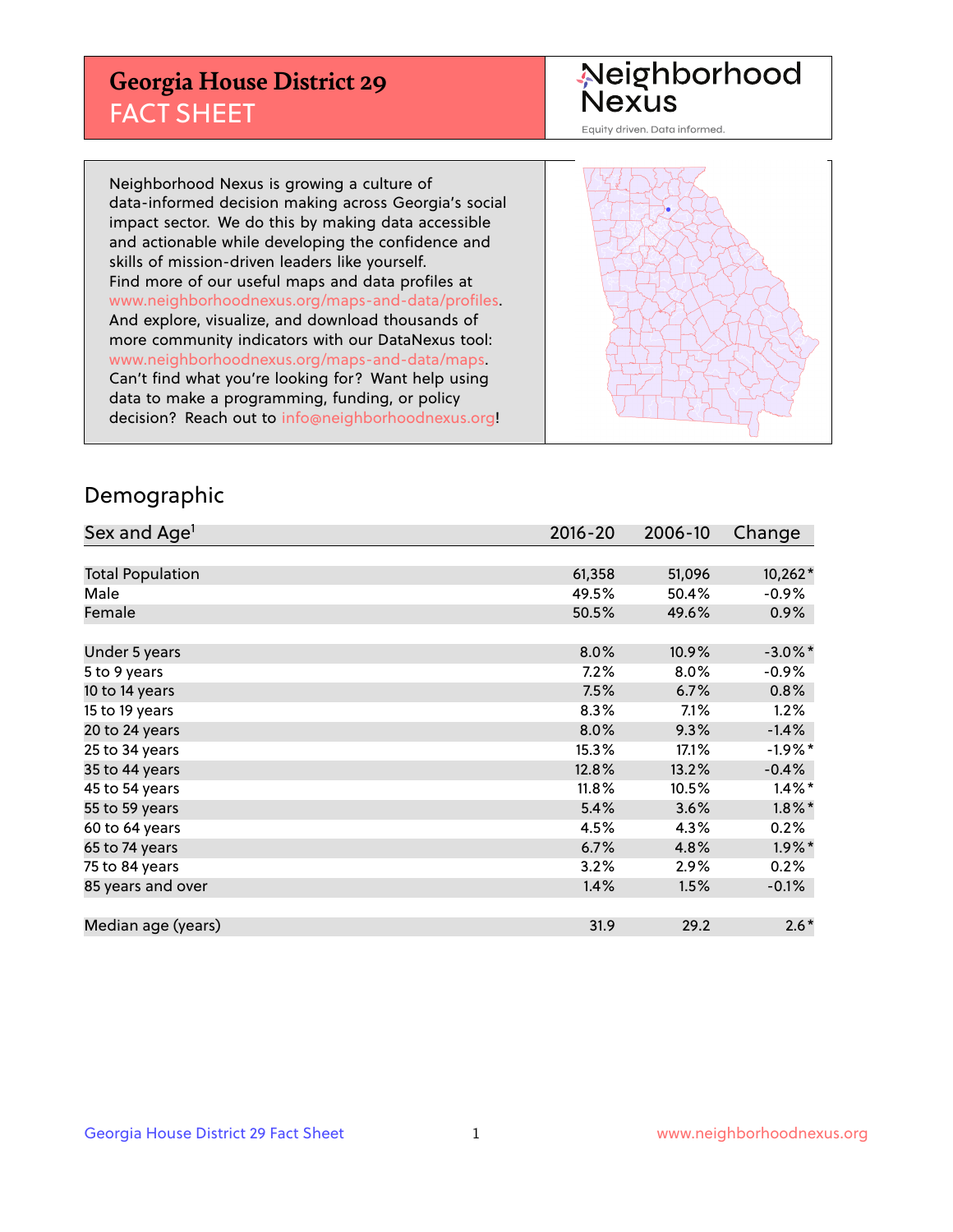# Georgia House District 29
## FACT SHEET

Neighborhood Nexus

Equity driven. Data informed.

Neighborhood Nexus is growing a culture of data-informed decision making across Georgia's social impact sector. We do this by making data accessible and actionable while developing the confidence and skills of mission-driven leaders like yourself. Find more of our useful maps and data profiles at www.neighborhoodnexus.org/maps-and-data/profiles. And explore, visualize, and download thousands of more community indicators with our DataNexus tool: www.neighborhoodnexus.org/maps-and-data/maps. Can't find what you're looking for? Want help using data to make a programming, funding, or policy decision? Reach out to info@neighborhoodnexus.org!

## Demographic

| Sex and Age[1] | 2016-20 | 2006-10 | Change |
|---|---|---|---|
| Total Population | 61,358 | 51,096 | 10,262* |
| Male | 49.5% | 50.4% | -0.9% |
| Female | 50.5% | 49.6% | 0.9% |
| | | | |
| Under 5 years | 8.0% | 10.9% | -3.0%* |
| 5 to 9 years | 7.2% | 8.0% | -0.9% |
| 10 to 14 years | 7.5% | 6.7% | 0.8% |
| 15 to 19 years | 8.3% | 7.1% | 1.2% |
| 20 to 24 years | 8.0% | 9.3% | -1.4% |
| 25 to 34 years | 15.3% | 17.1% | -1.9%* |
| 35 to 44 years | 12.8% | 13.2% | -0.4% |
| 45 to 54 years | 11.8% | 10.5% | 1.4%* |
| 55 to 59 years | 5.4% | 3.6% | 1.8%* |
| 60 to 64 years | 4.5% | 4.3% | 0.2% |
| 65 to 74 years | 6.7% | 4.8% | 1.9%* |
| 75 to 84 years | 3.2% | 2.9% | 0.2% |
| 85 years and over | 1.4% | 1.5% | -0.1% |
| | | | |
| Median age (years) | 31.9 | 29.2 | 2.6* |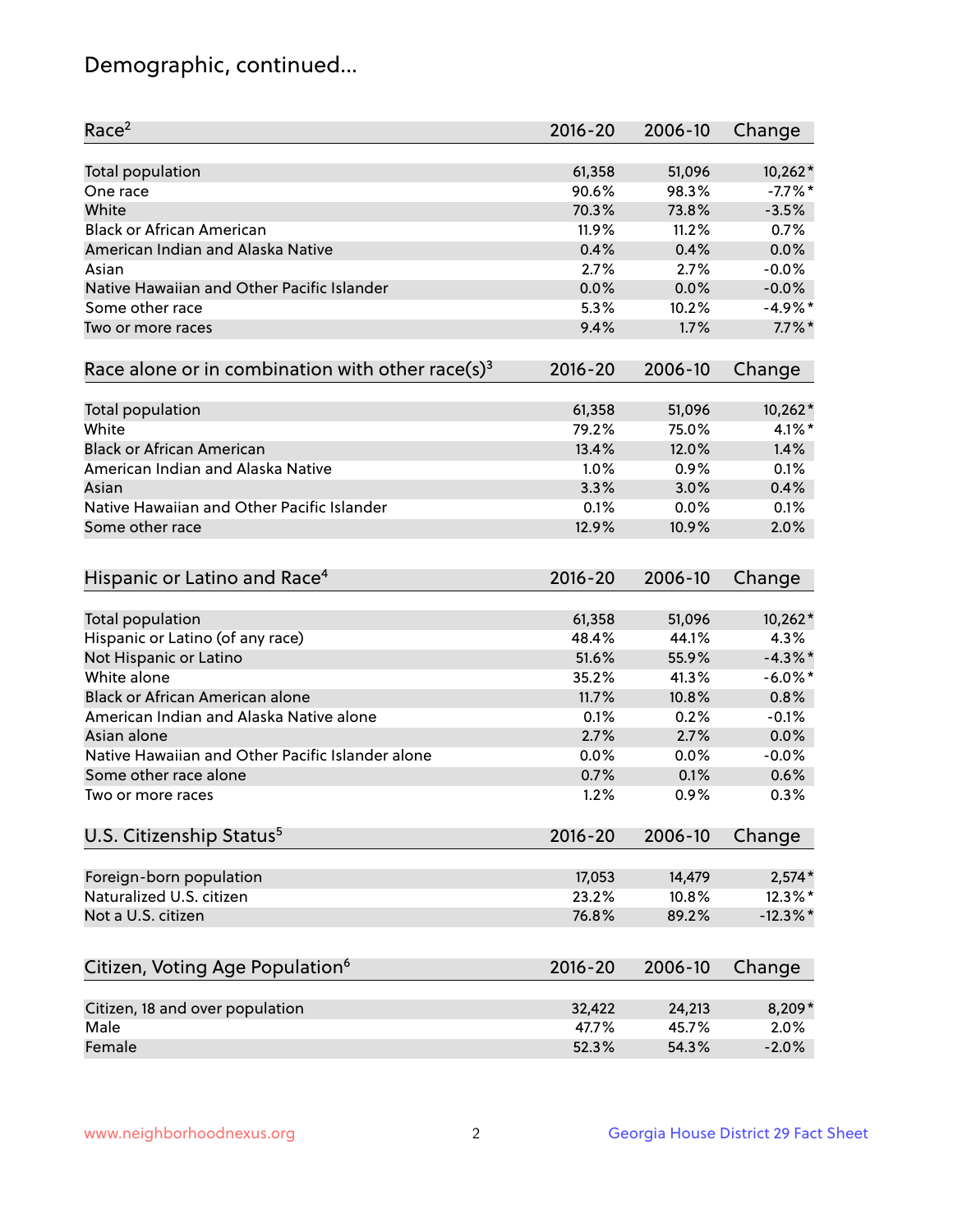# Demographic, continued...

| Race[2] | 2016-20 | 2006-10 | Change |
|---|---|---|---|
| Total population | 61,358 | 51,096 | 10,262* |
| One race | 90.6% | 98.3% | -7.7%* |
| White | 70.3% | 73.8% | -3.5% |
| Black or African American | 11.9% | 11.2% | 0.7% |
| American Indian and Alaska Native | 0.4% | 0.4% | 0.0% |
| Asian | 2.7% | 2.7% | -0.0% |
| Native Hawaiian and Other Pacific Islander | 0.0% | 0.0% | -0.0% |
| Some other race | 5.3% | 10.2% | -4.9%* |
| Two or more races | 9.4% | 1.7% | 7.7%* |

| Race alone or in combination with other race(s)[3] | 2016-20 | 2006-10 | Change |
|---|---|---|---|
| Total population | 61,358 | 51,096 | 10,262* |
| White | 79.2% | 75.0% | 4.1%* |
| Black or African American | 13.4% | 12.0% | 1.4% |
| American Indian and Alaska Native | 1.0% | 0.9% | 0.1% |
| Asian | 3.3% | 3.0% | 0.4% |
| Native Hawaiian and Other Pacific Islander | 0.1% | 0.0% | 0.1% |
| Some other race | 12.9% | 10.9% | 2.0% |

| Hispanic or Latino and Race[4] | 2016-20 | 2006-10 | Change |
|---|---|---|---|
| Total population | 61,358 | 51,096 | 10,262* |
| Hispanic or Latino (of any race) | 48.4% | 44.1% | 4.3% |
| Not Hispanic or Latino | 51.6% | 55.9% | -4.3%* |
| White alone | 35.2% | 41.3% | -6.0%* |
| Black or African American alone | 11.7% | 10.8% | 0.8% |
| American Indian and Alaska Native alone | 0.1% | 0.2% | -0.1% |
| Asian alone | 2.7% | 2.7% | 0.0% |
| Native Hawaiian and Other Pacific Islander alone | 0.0% | 0.0% | -0.0% |
| Some other race alone | 0.7% | 0.1% | 0.6% |
| Two or more races | 1.2% | 0.9% | 0.3% |

| U.S. Citizenship Status[5] | 2016-20 | 2006-10 | Change |
|---|---|---|---|
| Foreign-born population | 17,053 | 14,479 | 2,574* |
| Naturalized U.S. citizen | 23.2% | 10.8% | 12.3%* |
| Not a U.S. citizen | 76.8% | 89.2% | -12.3%* |

| Citizen, Voting Age Population[6] | 2016-20 | 2006-10 | Change |
|---|---|---|---|
| Citizen, 18 and over population | 32,422 | 24,213 | 8,209* |
| Male | 47.7% | 45.7% | 2.0% |
| Female | 52.3% | 54.3% | -2.0% |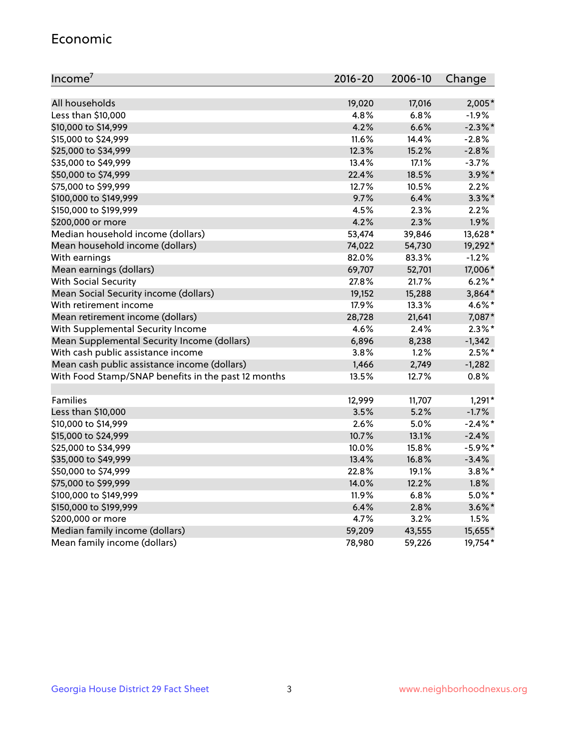## Economic

| Income[7] | 2016-20 | 2006-10 | Change |
|---|---|---|---|
| All households | 19,020 | 17,016 | 2,005* |
| Less than $10,000 | 4.8% | 6.8% | -1.9% |
| $10,000 to $14,999 | 4.2% | 6.6% | -2.3%* |
| $15,000 to $24,999 | 11.6% | 14.4% | -2.8% |
| $25,000 to $34,999 | 12.3% | 15.2% | -2.8% |
| $35,000 to $49,999 | 13.4% | 17.1% | -3.7% |
| $50,000 to $74,999 | 22.4% | 18.5% | 3.9%* |
| $75,000 to $99,999 | 12.7% | 10.5% | 2.2% |
| $100,000 to $149,999 | 9.7% | 6.4% | 3.3%* |
| $150,000 to $199,999 | 4.5% | 2.3% | 2.2% |
| $200,000 or more | 4.2% | 2.3% | 1.9% |
| Median household income (dollars) | 53,474 | 39,846 | 13,628* |
| Mean household income (dollars) | 74,022 | 54,730 | 19,292* |
| With earnings | 82.0% | 83.3% | -1.2% |
| Mean earnings (dollars) | 69,707 | 52,701 | 17,006* |
| With Social Security | 27.8% | 21.7% | 6.2%* |
| Mean Social Security income (dollars) | 19,152 | 15,288 | 3,864* |
| With retirement income | 17.9% | 13.3% | 4.6%* |
| Mean retirement income (dollars) | 28,728 | 21,641 | 7,087* |
| With Supplemental Security Income | 4.6% | 2.4% | 2.3%* |
| Mean Supplemental Security Income (dollars) | 6,896 | 8,238 | -1,342 |
| With cash public assistance income | 3.8% | 1.2% | 2.5%* |
| Mean cash public assistance income (dollars) | 1,466 | 2,749 | -1,282 |
| With Food Stamp/SNAP benefits in the past 12 months | 13.5% | 12.7% | 0.8% |
| | | | |
| Families | 12,999 | 11,707 | 1,291* |
| Less than $10,000 | 3.5% | 5.2% | -1.7% |
| $10,000 to $14,999 | 2.6% | 5.0% | -2.4%* |
| $15,000 to $24,999 | 10.7% | 13.1% | -2.4% |
| $25,000 to $34,999 | 10.0% | 15.8% | -5.9%* |
| $35,000 to $49,999 | 13.4% | 16.8% | -3.4% |
| $50,000 to $74,999 | 22.8% | 19.1% | 3.8%* |
| $75,000 to $99,999 | 14.0% | 12.2% | 1.8% |
| $100,000 to $149,999 | 11.9% | 6.8% | 5.0%* |
| $150,000 to $199,999 | 6.4% | 2.8% | 3.6%* |
| $200,000 or more | 4.7% | 3.2% | 1.5% |
| Median family income (dollars) | 59,209 | 43,555 | 15,655* |
| Mean family income (dollars) | 78,980 | 59,226 | 19,754* |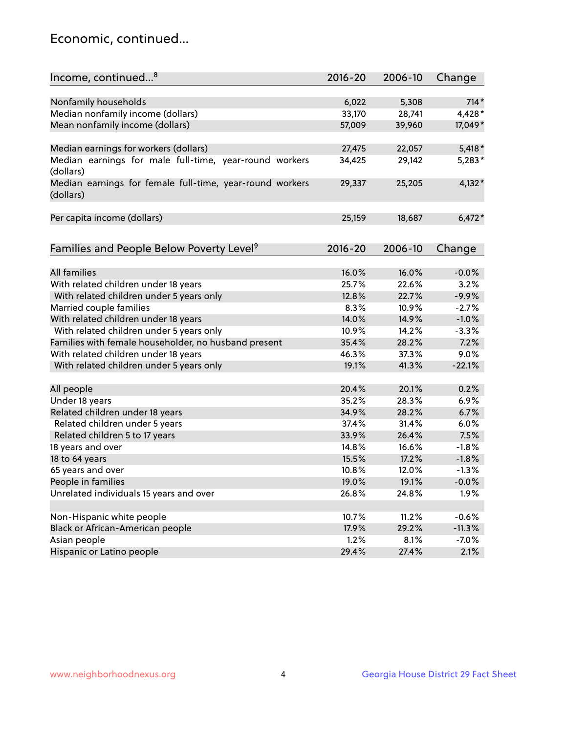## Economic, continued...

| Income, continued...[8] | 2016-20 | 2006-10 | Change |
|---|---|---|---|
| Nonfamily households | 6,022 | 5,308 | 714* |
| Median nonfamily income (dollars) | 33,170 | 28,741 | 4,428* |
| Mean nonfamily income (dollars) | 57,009 | 39,960 | 17,049* |
| Median earnings for workers (dollars) | 27,475 | 22,057 | 5,418* |
| Median earnings for male full-time, year-round workers (dollars) | 34,425 | 29,142 | 5,283* |
| Median earnings for female full-time, year-round workers (dollars) | 29,337 | 25,205 | 4,132* |
| Per capita income (dollars) | 25,159 | 18,687 | 6,472* |

| Families and People Below Poverty Level[9] | 2016-20 | 2006-10 | Change |
|---|---|---|---|
| All families | 16.0% | 16.0% | -0.0% |
| With related children under 18 years | 25.7% | 22.6% | 3.2% |
| With related children under 5 years only | 12.8% | 22.7% | -9.9% |
| Married couple families | 8.3% | 10.9% | -2.7% |
| With related children under 18 years | 14.0% | 14.9% | -1.0% |
| With related children under 5 years only | 10.9% | 14.2% | -3.3% |
| Families with female householder, no husband present | 35.4% | 28.2% | 7.2% |
| With related children under 18 years | 46.3% | 37.3% | 9.0% |
| With related children under 5 years only | 19.1% | 41.3% | -22.1% |
| All people | 20.4% | 20.1% | 0.2% |
| Under 18 years | 35.2% | 28.3% | 6.9% |
| Related children under 18 years | 34.9% | 28.2% | 6.7% |
| Related children under 5 years | 37.4% | 31.4% | 6.0% |
| Related children 5 to 17 years | 33.9% | 26.4% | 7.5% |
| 18 years and over | 14.8% | 16.6% | -1.8% |
| 18 to 64 years | 15.5% | 17.2% | -1.8% |
| 65 years and over | 10.8% | 12.0% | -1.3% |
| People in families | 19.0% | 19.1% | -0.0% |
| Unrelated individuals 15 years and over | 26.8% | 24.8% | 1.9% |
| Non-Hispanic white people | 10.7% | 11.2% | -0.6% |
| Black or African-American people | 17.9% | 29.2% | -11.3% |
| Asian people | 1.2% | 8.1% | -7.0% |
| Hispanic or Latino people | 29.4% | 27.4% | 2.1% |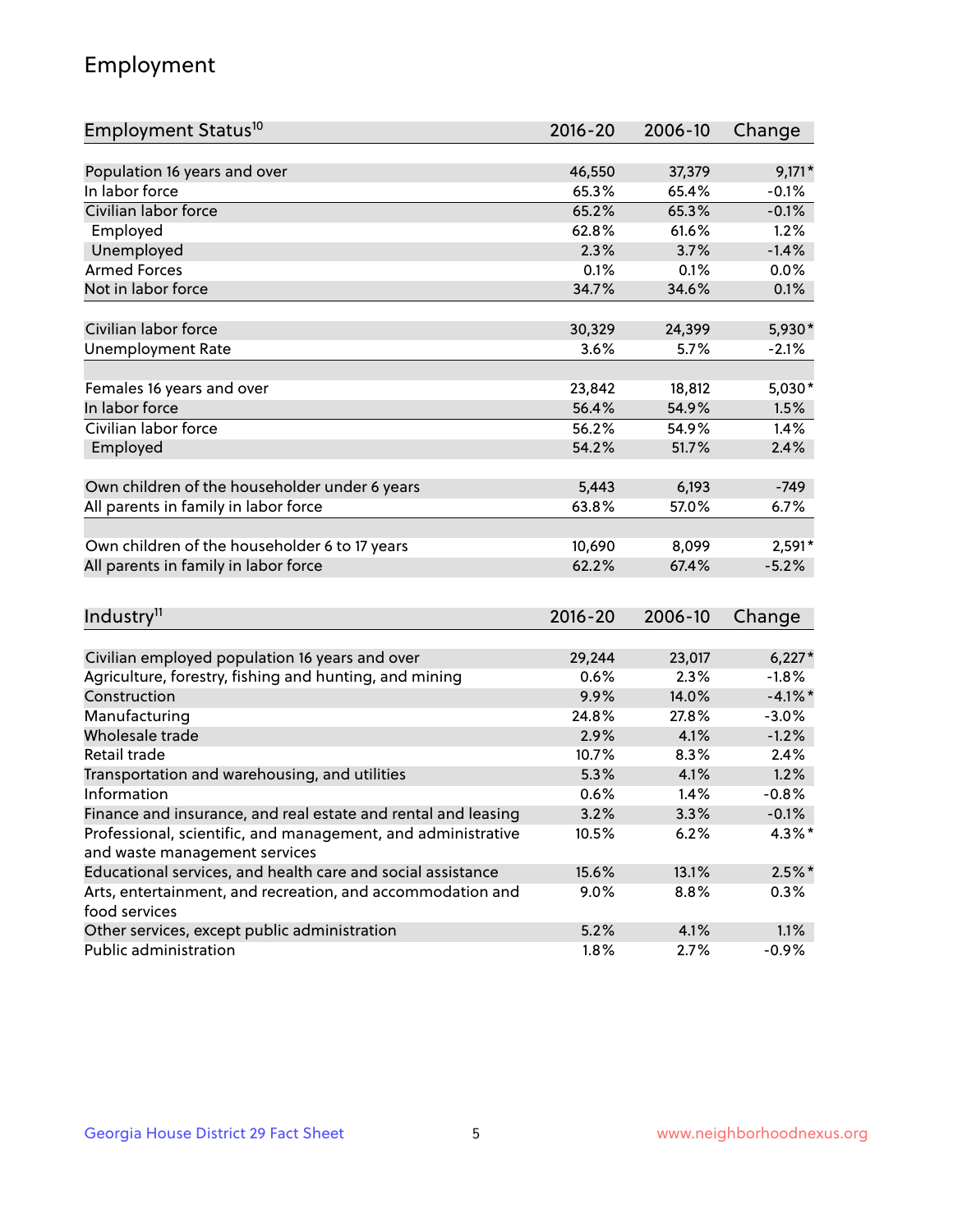## Employment

| Employment Status[10] | 2016-20 | 2006-10 | Change |
|---|---|---|---|
| Population 16 years and over | 46,550 | 37,379 | 9,171* |
| In labor force | 65.3% | 65.4% | -0.1% |
| Civilian labor force | 65.2% | 65.3% | -0.1% |
| Employed | 62.8% | 61.6% | 1.2% |
| Unemployed | 2.3% | 3.7% | -1.4% |
| Armed Forces | 0.1% | 0.1% | 0.0% |
| Not in labor force | 34.7% | 34.6% | 0.1% |
| | | | |
| Civilian labor force | 30,329 | 24,399 | 5,930* |
| Unemployment Rate | 3.6% | 5.7% | -2.1% |
| | | | |
| Females 16 years and over | 23,842 | 18,812 | 5,030* |
| In labor force | 56.4% | 54.9% | 1.5% |
| Civilian labor force | 56.2% | 54.9% | 1.4% |
| Employed | 54.2% | 51.7% | 2.4% |
| | | | |
| Own children of the householder under 6 years | 5,443 | 6,193 | -749 |
| All parents in family in labor force | 63.8% | 57.0% | 6.7% |
| | | | |
| Own children of the householder 6 to 17 years | 10,690 | 8,099 | 2,591* |
| All parents in family in labor force | 62.2% | 67.4% | -5.2% |

| Industry[11] | 2016-20 | 2006-10 | Change |
|---|---|---|---|
| Civilian employed population 16 years and over | 29,244 | 23,017 | 6,227* |
| Agriculture, forestry, fishing and hunting, and mining | 0.6% | 2.3% | -1.8% |
| Construction | 9.9% | 14.0% | -4.1%* |
| Manufacturing | 24.8% | 27.8% | -3.0% |
| Wholesale trade | 2.9% | 4.1% | -1.2% |
| Retail trade | 10.7% | 8.3% | 2.4% |
| Transportation and warehousing, and utilities | 5.3% | 4.1% | 1.2% |
| Information | 0.6% | 1.4% | -0.8% |
| Finance and insurance, and real estate and rental and leasing | 3.2% | 3.3% | -0.1% |
| Professional, scientific, and management, and administrative and waste management services | 10.5% | 6.2% | 4.3%* |
| Educational services, and health care and social assistance | 15.6% | 13.1% | 2.5%* |
| Arts, entertainment, and recreation, and accommodation and food services | 9.0% | 8.8% | 0.3% |
| Other services, except public administration | 5.2% | 4.1% | 1.1% |
| Public administration | 1.8% | 2.7% | -0.9% |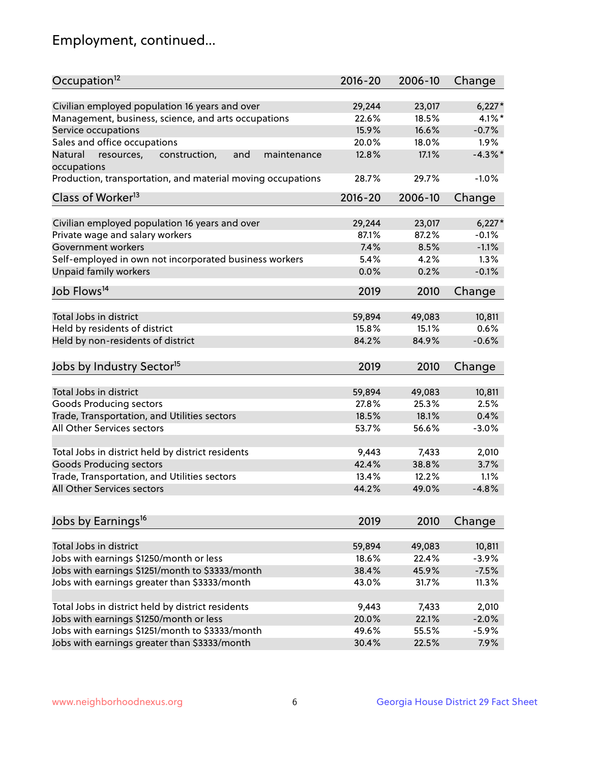# Employment, continued...

| Occupation[12] | 2016-20 | 2006-10 | Change |
|---|---|---|---|
| Civilian employed population 16 years and over | 29,244 | 23,017 | 6,227* |
| Management, business, science, and arts occupations | 22.6% | 18.5% | 4.1%* |
| Service occupations | 15.9% | 16.6% | -0.7% |
| Sales and office occupations | 20.0% | 18.0% | 1.9% |
| Natural resources, construction, and maintenance occupations | 12.8% | 17.1% | -4.3%* |
| Production, transportation, and material moving occupations | 28.7% | 29.7% | -1.0% |

| Class of Worker[13] | 2016-20 | 2006-10 | Change |
|---|---|---|---|
| Civilian employed population 16 years and over | 29,244 | 23,017 | 6,227* |
| Private wage and salary workers | 87.1% | 87.2% | -0.1% |
| Government workers | 7.4% | 8.5% | -1.1% |
| Self-employed in own not incorporated business workers | 5.4% | 4.2% | 1.3% |
| Unpaid family workers | 0.0% | 0.2% | -0.1% |

| Job Flows[14] | 2019 | 2010 | Change |
|---|---|---|---|
| Total Jobs in district | 59,894 | 49,083 | 10,811 |
| Held by residents of district | 15.8% | 15.1% | 0.6% |
| Held by non-residents of district | 84.2% | 84.9% | -0.6% |

| Jobs by Industry Sector[15] | 2019 | 2010 | Change |
|---|---|---|---|
| Total Jobs in district | 59,894 | 49,083 | 10,811 |
| Goods Producing sectors | 27.8% | 25.3% | 2.5% |
| Trade, Transportation, and Utilities sectors | 18.5% | 18.1% | 0.4% |
| All Other Services sectors | 53.7% | 56.6% | -3.0% |
| | | | |
| Total Jobs in district held by district residents | 9,443 | 7,433 | 2,010 |
| Goods Producing sectors | 42.4% | 38.8% | 3.7% |
| Trade, Transportation, and Utilities sectors | 13.4% | 12.2% | 1.1% |
| All Other Services sectors | 44.2% | 49.0% | -4.8% |

| Jobs by Earnings[16] | 2019 | 2010 | Change |
|---|---|---|---|
| Total Jobs in district | 59,894 | 49,083 | 10,811 |
| Jobs with earnings $1250/month or less | 18.6% | 22.4% | -3.9% |
| Jobs with earnings $1251/month to $3333/month | 38.4% | 45.9% | -7.5% |
| Jobs with earnings greater than $3333/month | 43.0% | 31.7% | 11.3% |
| | | | |
| Total Jobs in district held by district residents | 9,443 | 7,433 | 2,010 |
| Jobs with earnings $1250/month or less | 20.0% | 22.1% | -2.0% |
| Jobs with earnings $1251/month to $3333/month | 49.6% | 55.5% | -5.9% |
| Jobs with earnings greater than $3333/month | 30.4% | 22.5% | 7.9% |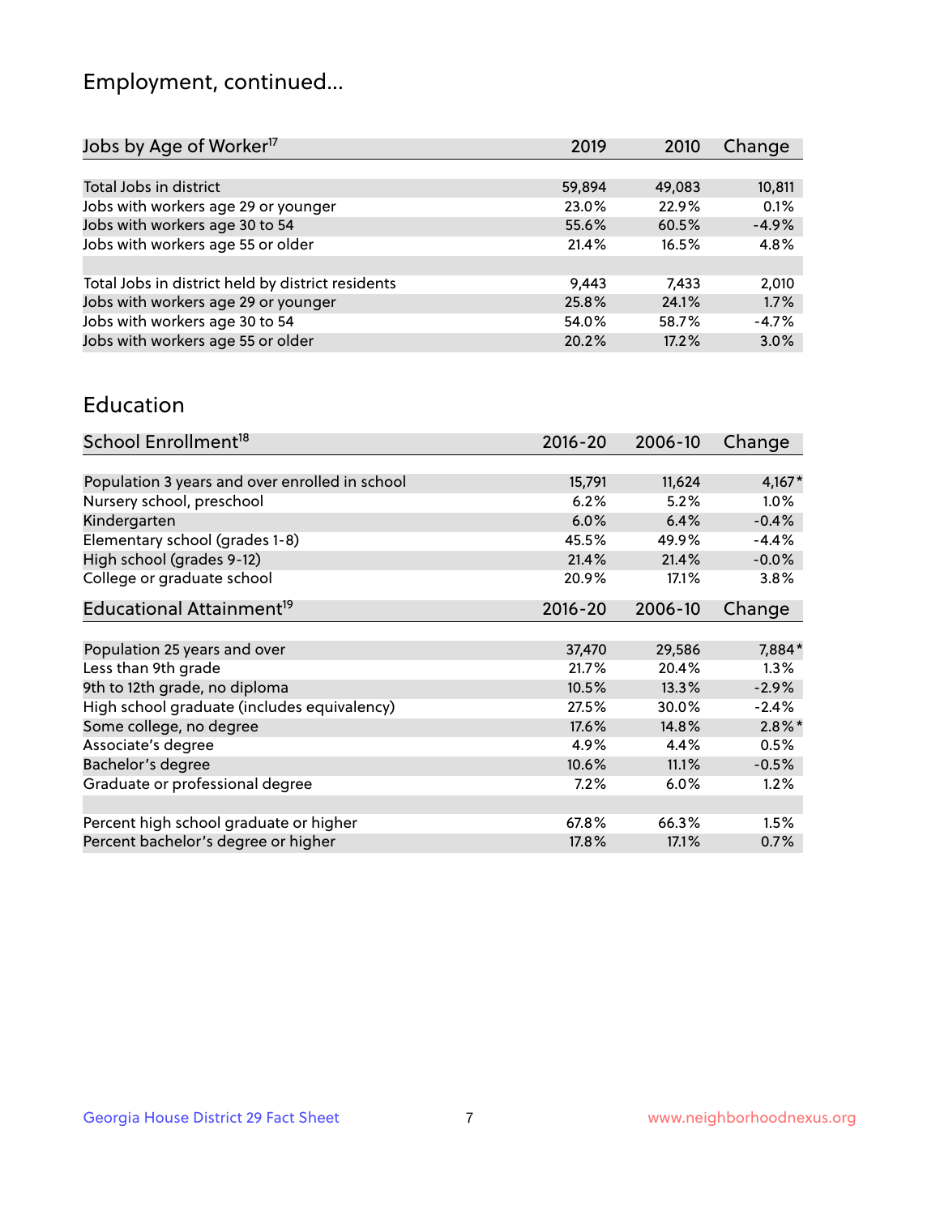# Employment, continued...

| Jobs by Age of Worker[17] | 2019 | 2010 | Change |
|---|---|---|---|
| Total Jobs in district | 59,894 | 49,083 | 10,811 |
| Jobs with workers age 29 or younger | 23.0% | 22.9% | 0.1% |
| Jobs with workers age 30 to 54 | 55.6% | 60.5% | -4.9% |
| Jobs with workers age 55 or older | 21.4% | 16.5% | 4.8% |
| | | | |
| Total Jobs in district held by district residents | 9,443 | 7,433 | 2,010 |
| Jobs with workers age 29 or younger | 25.8% | 24.1% | 1.7% |
| Jobs with workers age 30 to 54 | 54.0% | 58.7% | -4.7% |
| Jobs with workers age 55 or older | 20.2% | 17.2% | 3.0% |

## Education

| School Enrollment[18] | 2016-20 | 2006-10 | Change |
|---|---|---|---|
| Population 3 years and over enrolled in school | 15,791 | 11,624 | 4,167* |
| Nursery school, preschool | 6.2% | 5.2% | 1.0% |
| Kindergarten | 6.0% | 6.4% | -0.4% |
| Elementary school (grades 1-8) | 45.5% | 49.9% | -4.4% |
| High school (grades 9-12) | 21.4% | 21.4% | -0.0% |
| College or graduate school | 20.9% | 17.1% | 3.8% |

| Educational Attainment[19] | 2016-20 | 2006-10 | Change |
|---|---|---|---|
| Population 25 years and over | 37,470 | 29,586 | 7,884* |
| Less than 9th grade | 21.7% | 20.4% | 1.3% |
| 9th to 12th grade, no diploma | 10.5% | 13.3% | -2.9% |
| High school graduate (includes equivalency) | 27.5% | 30.0% | -2.4% |
| Some college, no degree | 17.6% | 14.8% | 2.8%* |
| Associate's degree | 4.9% | 4.4% | 0.5% |
| Bachelor's degree | 10.6% | 11.1% | -0.5% |
| Graduate or professional degree | 7.2% | 6.0% | 1.2% |
| | | | |
| Percent high school graduate or higher | 67.8% | 66.3% | 1.5% |
| Percent bachelor's degree or higher | 17.8% | 17.1% | 0.7% |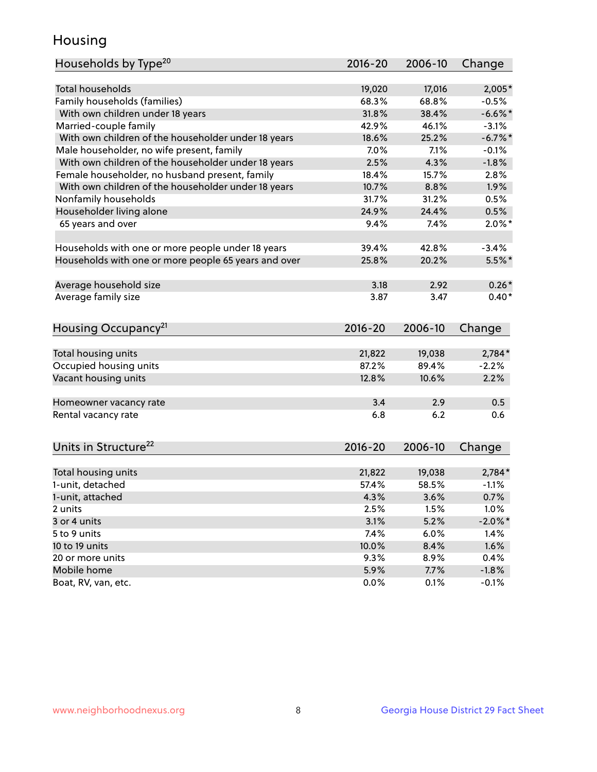## Housing

| Households by Type[20] | 2016-20 | 2006-10 | Change |
|---|---|---|---|
| Total households | 19,020 | 17,016 | 2,005* |
| Family households (families) | 68.3% | 68.8% | -0.5% |
| With own children under 18 years | 31.8% | 38.4% | -6.6%* |
| Married-couple family | 42.9% | 46.1% | -3.1% |
| With own children of the householder under 18 years | 18.6% | 25.2% | -6.7%* |
| Male householder, no wife present, family | 7.0% | 7.1% | -0.1% |
| With own children of the householder under 18 years | 2.5% | 4.3% | -1.8% |
| Female householder, no husband present, family | 18.4% | 15.7% | 2.8% |
| With own children of the householder under 18 years | 10.7% | 8.8% | 1.9% |
| Nonfamily households | 31.7% | 31.2% | 0.5% |
| Householder living alone | 24.9% | 24.4% | 0.5% |
| 65 years and over | 9.4% | 7.4% | 2.0%* |
| | | | |
| Households with one or more people under 18 years | 39.4% | 42.8% | -3.4% |
| Households with one or more people 65 years and over | 25.8% | 20.2% | 5.5%* |
| | | | |
| Average household size | 3.18 | 2.92 | 0.26* |
| Average family size | 3.87 | 3.47 | 0.40* |

| Housing Occupancy[21] | 2016-20 | 2006-10 | Change |
|---|---|---|---|
| Total housing units | 21,822 | 19,038 | 2,784* |
| Occupied housing units | 87.2% | 89.4% | -2.2% |
| Vacant housing units | 12.8% | 10.6% | 2.2% |
| | | | |
| Homeowner vacancy rate | 3.4 | 2.9 | 0.5 |
| Rental vacancy rate | 6.8 | 6.2 | 0.6 |

| Units in Structure[22] | 2016-20 | 2006-10 | Change |
|---|---|---|---|
| Total housing units | 21,822 | 19,038 | 2,784* |
| 1-unit, detached | 57.4% | 58.5% | -1.1% |
| 1-unit, attached | 4.3% | 3.6% | 0.7% |
| 2 units | 2.5% | 1.5% | 1.0% |
| 3 or 4 units | 3.1% | 5.2% | -2.0%* |
| 5 to 9 units | 7.4% | 6.0% | 1.4% |
| 10 to 19 units | 10.0% | 8.4% | 1.6% |
| 20 or more units | 9.3% | 8.9% | 0.4% |
| Mobile home | 5.9% | 7.7% | -1.8% |
| Boat, RV, van, etc. | 0.0% | 0.1% | -0.1% |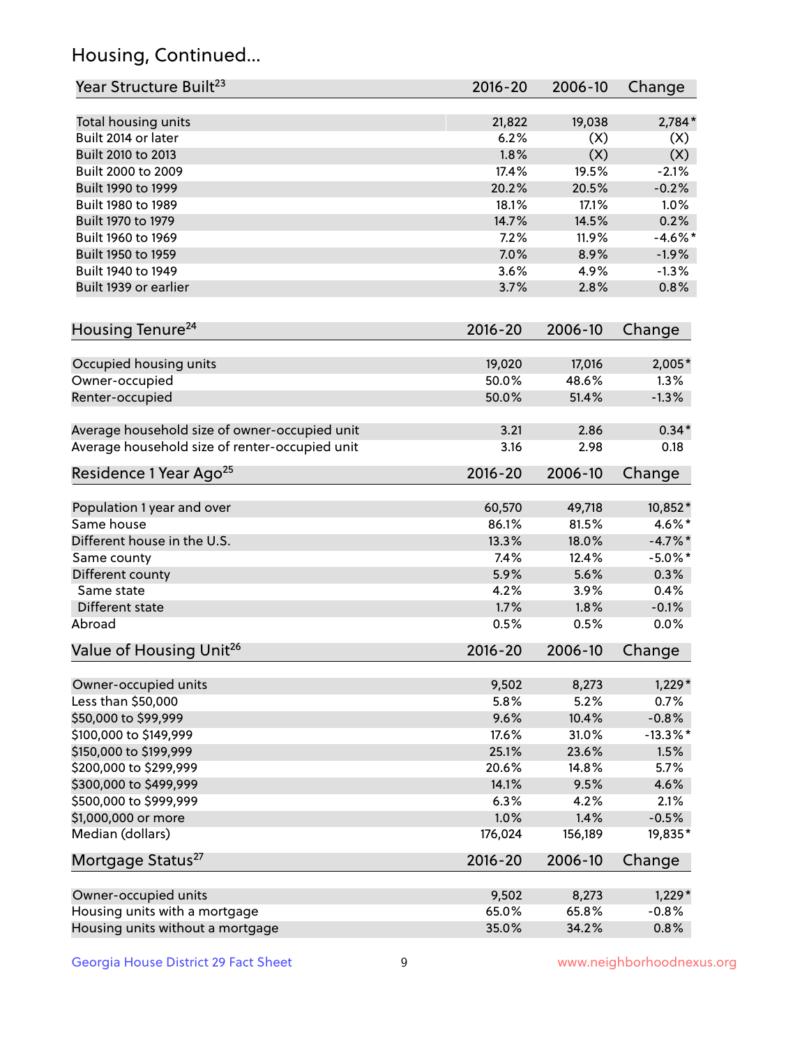## Housing, Continued...

| Year Structure Built[23] | 2016-20 | 2006-10 | Change |
|---|---|---|---|
| Total housing units | 21,822 | 19,038 | 2,784* |
| Built 2014 or later | 6.2% | (X) | (X) |
| Built 2010 to 2013 | 1.8% | (X) | (X) |
| Built 2000 to 2009 | 17.4% | 19.5% | -2.1% |
| Built 1990 to 1999 | 20.2% | 20.5% | -0.2% |
| Built 1980 to 1989 | 18.1% | 17.1% | 1.0% |
| Built 1970 to 1979 | 14.7% | 14.5% | 0.2% |
| Built 1960 to 1969 | 7.2% | 11.9% | -4.6%* |
| Built 1950 to 1959 | 7.0% | 8.9% | -1.9% |
| Built 1940 to 1949 | 3.6% | 4.9% | -1.3% |
| Built 1939 or earlier | 3.7% | 2.8% | 0.8% |

| Housing Tenure[24] | 2016-20 | 2006-10 | Change |
|---|---|---|---|
| Occupied housing units | 19,020 | 17,016 | 2,005* |
| Owner-occupied | 50.0% | 48.6% | 1.3% |
| Renter-occupied | 50.0% | 51.4% | -1.3% |
| Average household size of owner-occupied unit | 3.21 | 2.86 | 0.34* |
| Average household size of renter-occupied unit | 3.16 | 2.98 | 0.18 |

| Residence 1 Year Ago[25] | 2016-20 | 2006-10 | Change |
|---|---|---|---|
| Population 1 year and over | 60,570 | 49,718 | 10,852* |
| Same house | 86.1% | 81.5% | 4.6%* |
| Different house in the U.S. | 13.3% | 18.0% | -4.7%* |
| Same county | 7.4% | 12.4% | -5.0%* |
| Different county | 5.9% | 5.6% | 0.3% |
| Same state | 4.2% | 3.9% | 0.4% |
| Different state | 1.7% | 1.8% | -0.1% |
| Abroad | 0.5% | 0.5% | 0.0% |

| Value of Housing Unit[26] | 2016-20 | 2006-10 | Change |
|---|---|---|---|
| Owner-occupied units | 9,502 | 8,273 | 1,229* |
| Less than $50,000 | 5.8% | 5.2% | 0.7% |
| $50,000 to $99,999 | 9.6% | 10.4% | -0.8% |
| $100,000 to $149,999 | 17.6% | 31.0% | -13.3%* |
| $150,000 to $199,999 | 25.1% | 23.6% | 1.5% |
| $200,000 to $299,999 | 20.6% | 14.8% | 5.7% |
| $300,000 to $499,999 | 14.1% | 9.5% | 4.6% |
| $500,000 to $999,999 | 6.3% | 4.2% | 2.1% |
| $1,000,000 or more | 1.0% | 1.4% | -0.5% |
| Median (dollars) | 176,024 | 156,189 | 19,835* |

| Mortgage Status[27] | 2016-20 | 2006-10 | Change |
|---|---|---|---|
| Owner-occupied units | 9,502 | 8,273 | 1,229* |
| Housing units with a mortgage | 65.0% | 65.8% | -0.8% |
| Housing units without a mortgage | 35.0% | 34.2% | 0.8% |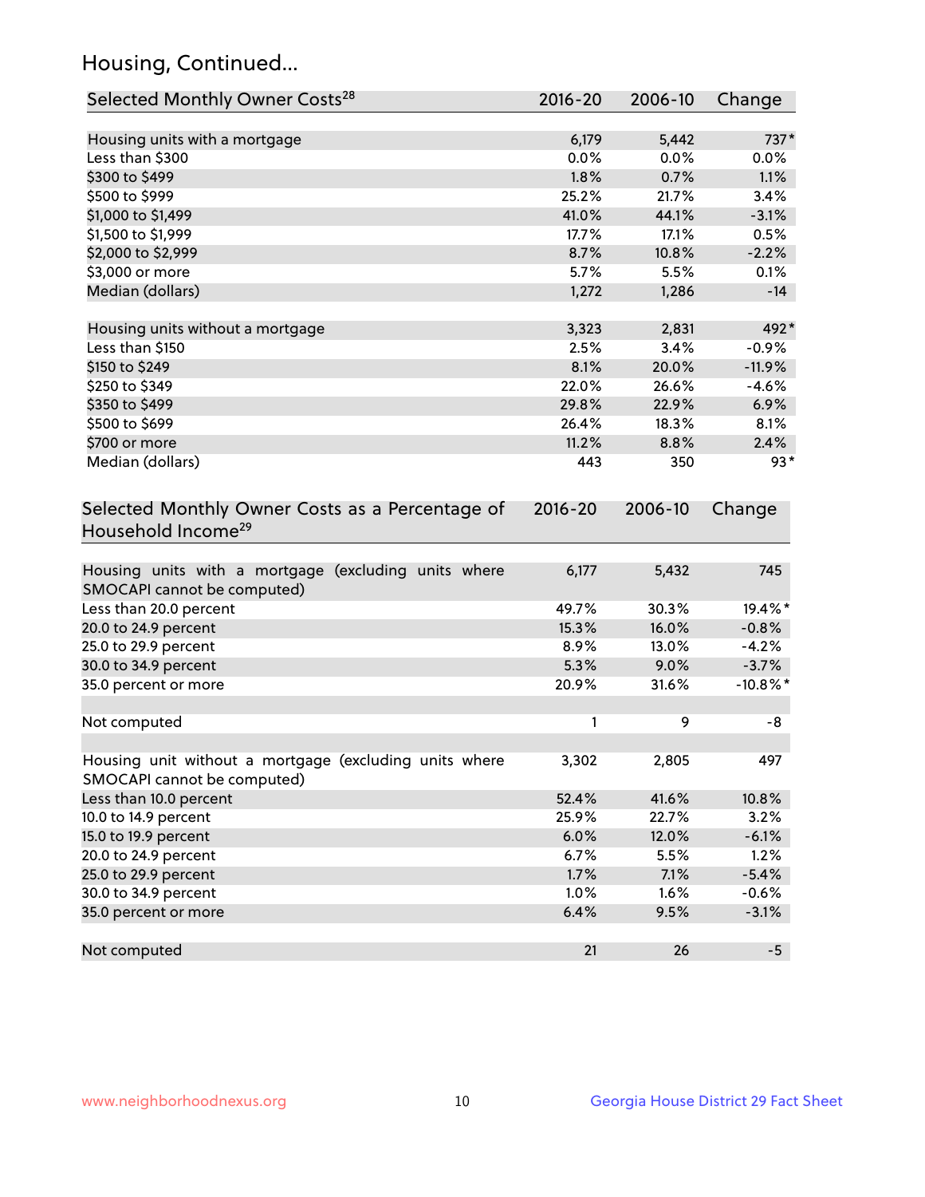## Housing, Continued...

| Selected Monthly Owner Costs[28] | 2016-20 | 2006-10 | Change |
|---|---|---|---|
| Housing units with a mortgage | 6,179 | 5,442 | 737* |
| Less than $300 | 0.0% | 0.0% | 0.0% |
| $300 to $499 | 1.8% | 0.7% | 1.1% |
| $500 to $999 | 25.2% | 21.7% | 3.4% |
| $1,000 to $1,499 | 41.0% | 44.1% | -3.1% |
| $1,500 to $1,999 | 17.7% | 17.1% | 0.5% |
| $2,000 to $2,999 | 8.7% | 10.8% | -2.2% |
| $3,000 or more | 5.7% | 5.5% | 0.1% |
| Median (dollars) | 1,272 | 1,286 | -14 |
| | | | |
| Housing units without a mortgage | 3,323 | 2,831 | 492* |
| Less than $150 | 2.5% | 3.4% | -0.9% |
| $150 to $249 | 8.1% | 20.0% | -11.9% |
| $250 to $349 | 22.0% | 26.6% | -4.6% |
| $350 to $499 | 29.8% | 22.9% | 6.9% |
| $500 to $699 | 26.4% | 18.3% | 8.1% |
| $700 or more | 11.2% | 8.8% | 2.4% |
| Median (dollars) | 443 | 350 | 93* |

| Selected Monthly Owner Costs as a Percentage of Household Income[29] | 2016-20 | 2006-10 | Change |
|---|---|---|---|
| Housing units with a mortgage (excluding units where SMOCAPI cannot be computed) | 6,177 | 5,432 | 745 |
| Less than 20.0 percent | 49.7% | 30.3% | 19.4%* |
| 20.0 to 24.9 percent | 15.3% | 16.0% | -0.8% |
| 25.0 to 29.9 percent | 8.9% | 13.0% | -4.2% |
| 30.0 to 34.9 percent | 5.3% | 9.0% | -3.7% |
| 35.0 percent or more | 20.9% | 31.6% | -10.8%* |
| | | | |
| Not computed | 1 | 9 | -8 |
| | | | |
| Housing unit without a mortgage (excluding units where SMOCAPI cannot be computed) | 3,302 | 2,805 | 497 |
| Less than 10.0 percent | 52.4% | 41.6% | 10.8% |
| 10.0 to 14.9 percent | 25.9% | 22.7% | 3.2% |
| 15.0 to 19.9 percent | 6.0% | 12.0% | -6.1% |
| 20.0 to 24.9 percent | 6.7% | 5.5% | 1.2% |
| 25.0 to 29.9 percent | 1.7% | 7.1% | -5.4% |
| 30.0 to 34.9 percent | 1.0% | 1.6% | -0.6% |
| 35.0 percent or more | 6.4% | 9.5% | -3.1% |
| | | | |
| Not computed | 21 | 26 | -5 |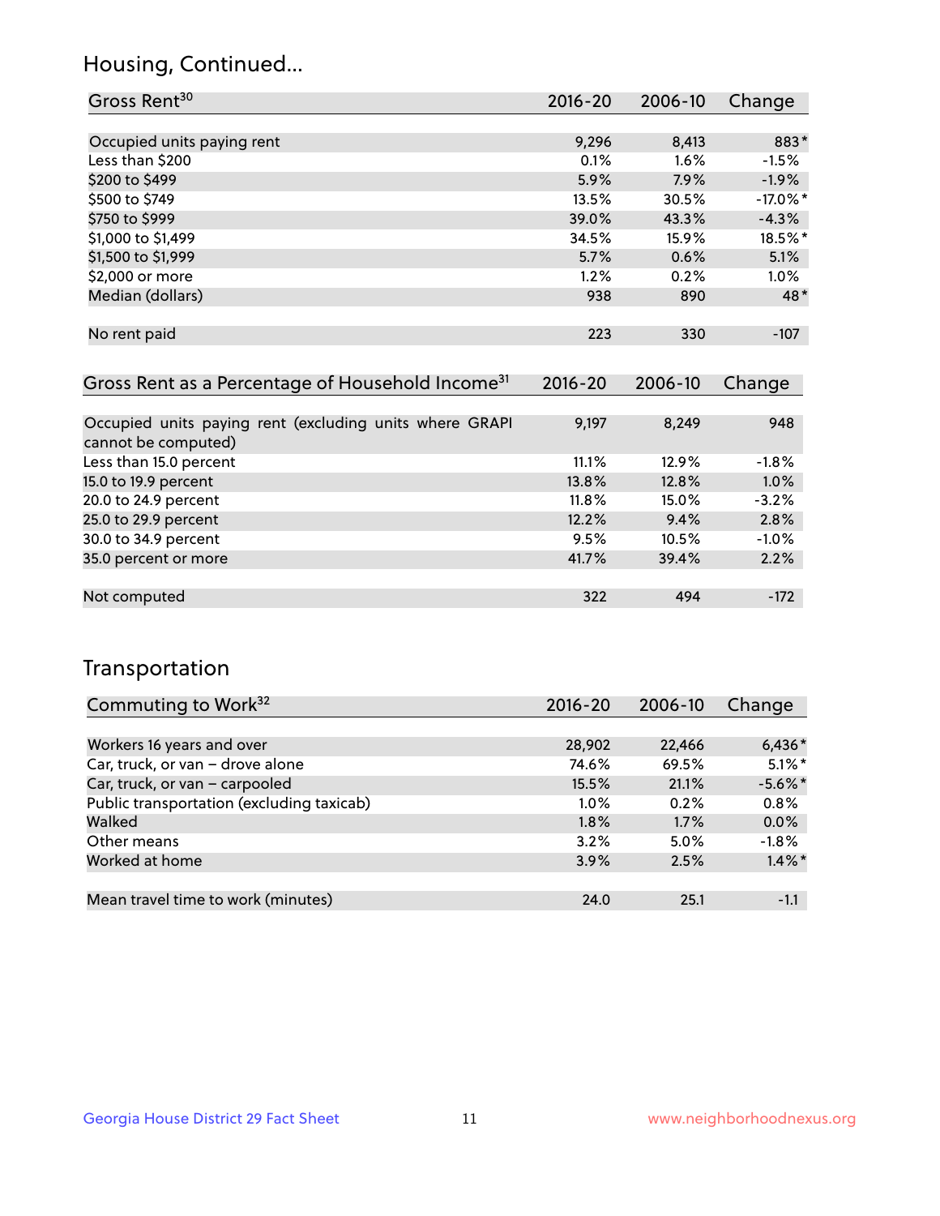## Housing, Continued...

| Gross Rent[30] | 2016-20 | 2006-10 | Change |
|---|---|---|---|
| Occupied units paying rent | 9,296 | 8,413 | 883* |
| Less than $200 | 0.1% | 1.6% | -1.5% |
| $200 to $499 | 5.9% | 7.9% | -1.9% |
| $500 to $749 | 13.5% | 30.5% | -17.0%* |
| $750 to $999 | 39.0% | 43.3% | -4.3% |
| $1,000 to $1,499 | 34.5% | 15.9% | 18.5%* |
| $1,500 to $1,999 | 5.7% | 0.6% | 5.1% |
| $2,000 or more | 1.2% | 0.2% | 1.0% |
| Median (dollars) | 938 | 890 | 48* |
| No rent paid | 223 | 330 | -107 |

| Gross Rent as a Percentage of Household Income[31] | 2016-20 | 2006-10 | Change |
|---|---|---|---|
| Occupied units paying rent (excluding units where GRAPI cannot be computed) | 9,197 | 8,249 | 948 |
| Less than 15.0 percent | 11.1% | 12.9% | -1.8% |
| 15.0 to 19.9 percent | 13.8% | 12.8% | 1.0% |
| 20.0 to 24.9 percent | 11.8% | 15.0% | -3.2% |
| 25.0 to 29.9 percent | 12.2% | 9.4% | 2.8% |
| 30.0 to 34.9 percent | 9.5% | 10.5% | -1.0% |
| 35.0 percent or more | 41.7% | 39.4% | 2.2% |
| Not computed | 322 | 494 | -172 |

## Transportation

| Commuting to Work[32] | 2016-20 | 2006-10 | Change |
|---|---|---|---|
| Workers 16 years and over | 28,902 | 22,466 | 6,436* |
| Car, truck, or van - drove alone | 74.6% | 69.5% | 5.1%* |
| Car, truck, or van - carpooled | 15.5% | 21.1% | -5.6%* |
| Public transportation (excluding taxicab) | 1.0% | 0.2% | 0.8% |
| Walked | 1.8% | 1.7% | 0.0% |
| Other means | 3.2% | 5.0% | -1.8% |
| Worked at home | 3.9% | 2.5% | 1.4%* |
| Mean travel time to work (minutes) | 24.0 | 25.1 | -1.1 |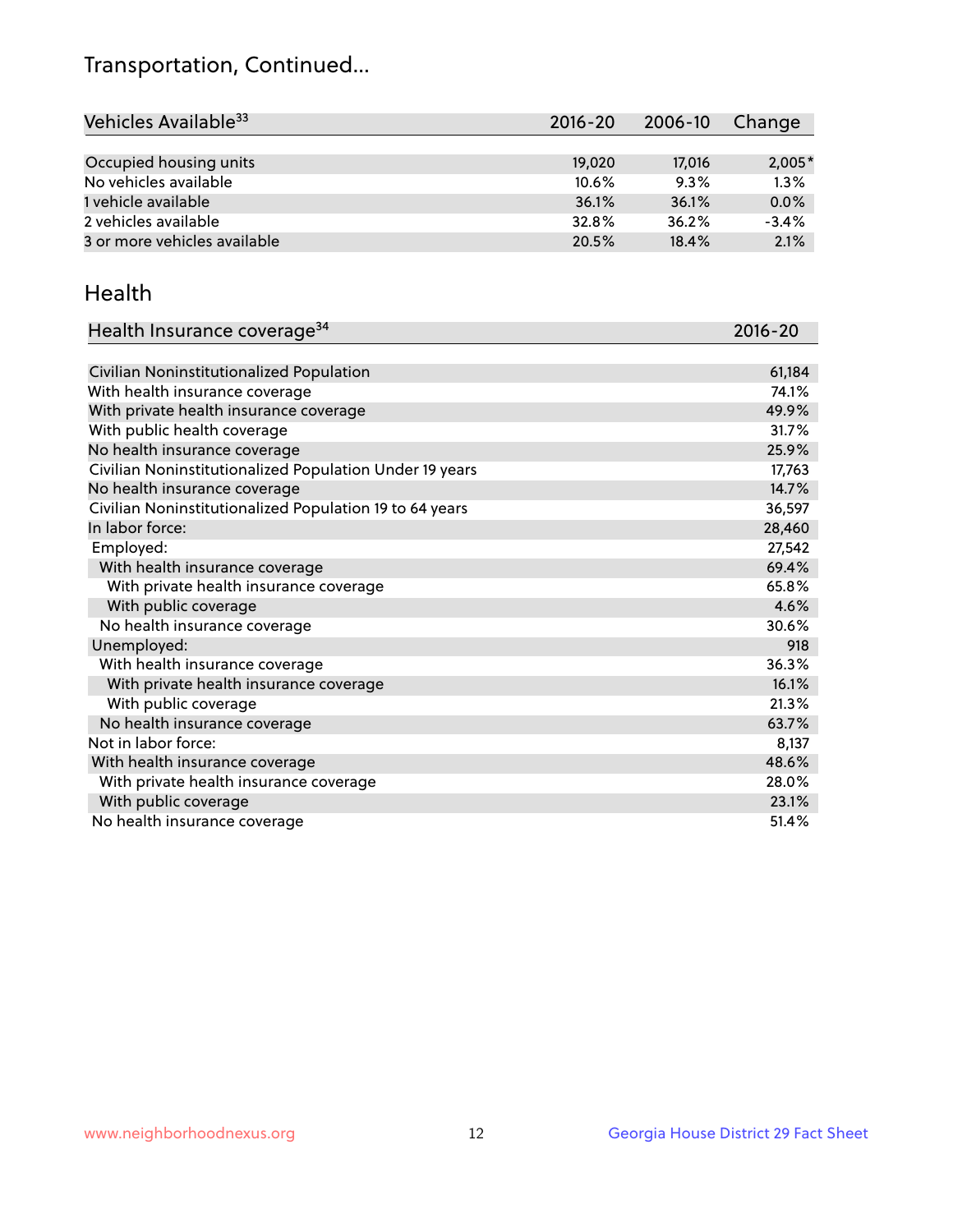# Transportation, Continued...

| Vehicles Available[33] | 2016-20 | 2006-10 | Change |
|---|---|---|---|
| Occupied housing units | 19,020 | 17,016 | 2,005* |
| No vehicles available | 10.6% | 9.3% | 1.3% |
| 1 vehicle available | 36.1% | 36.1% | 0.0% |
| 2 vehicles available | 32.8% | 36.2% | -3.4% |
| 3 or more vehicles available | 20.5% | 18.4% | 2.1% |

## Health

| Health Insurance coverage[34] | 2016-20 |
|---|---|
| Civilian Noninstitutionalized Population | 61,184 |
| With health insurance coverage | 74.1% |
| With private health insurance coverage | 49.9% |
| With public health coverage | 31.7% |
| No health insurance coverage | 25.9% |
| Civilian Noninstitutionalized Population Under 19 years | 17,763 |
| No health insurance coverage | 14.7% |
| Civilian Noninstitutionalized Population 19 to 64 years | 36,597 |
| In labor force: | 28,460 |
| Employed: | 27,542 |
| With health insurance coverage | 69.4% |
| With private health insurance coverage | 65.8% |
| With public coverage | 4.6% |
| No health insurance coverage | 30.6% |
| Unemployed: | 918 |
| With health insurance coverage | 36.3% |
| With private health insurance coverage | 16.1% |
| With public coverage | 21.3% |
| No health insurance coverage | 63.7% |
| Not in labor force: | 8,137 |
| With health insurance coverage | 48.6% |
| With private health insurance coverage | 28.0% |
| With public coverage | 23.1% |
| No health insurance coverage | 51.4% |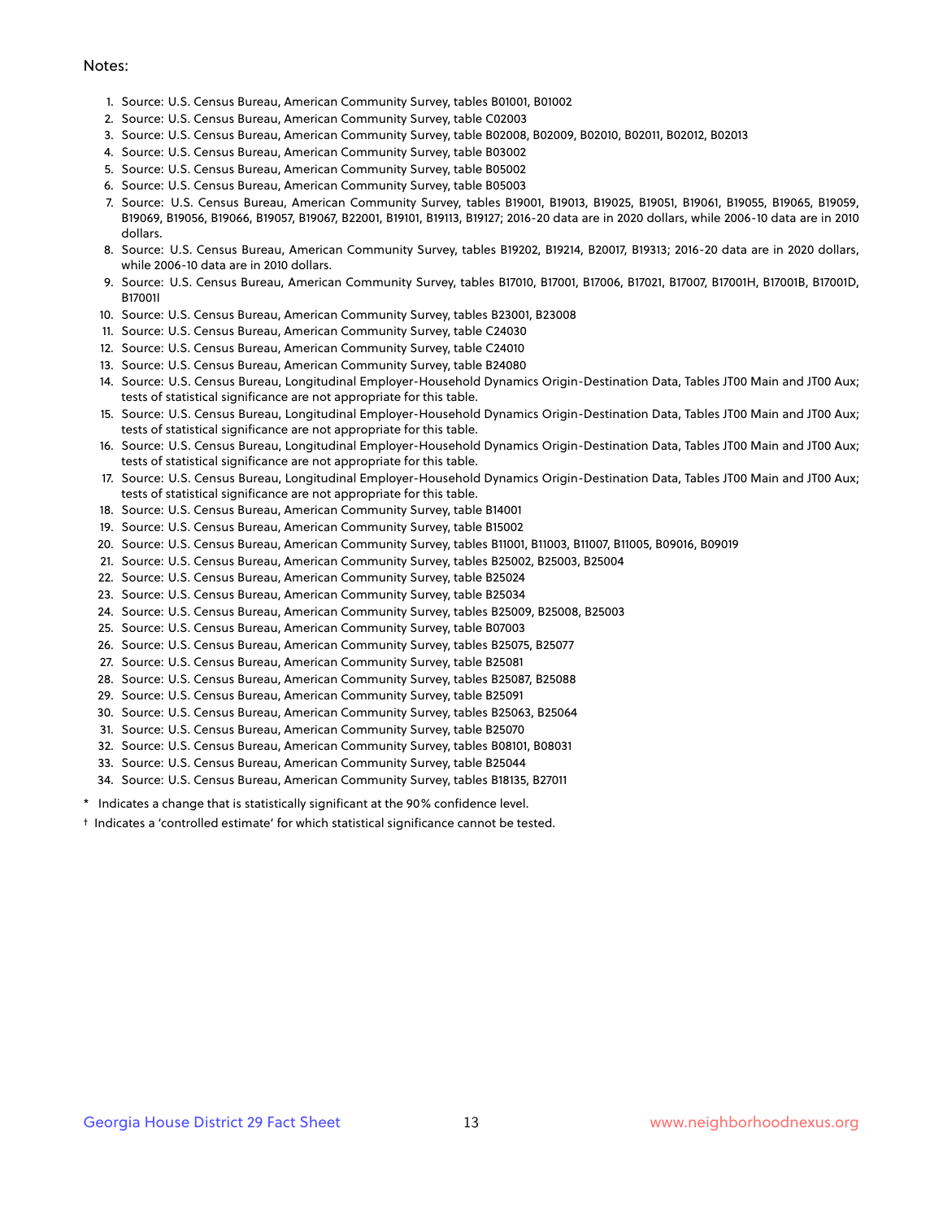Notes:

1. Source: U.S. Census Bureau, American Community Survey, tables B01001, B01002
2. Source: U.S. Census Bureau, American Community Survey, table C02003
3. Source: U.S. Census Bureau, American Community Survey, table B02008, B02009, B02010, B02011, B02012, B02013
4. Source: U.S. Census Bureau, American Community Survey, table B03002
5. Source: U.S. Census Bureau, American Community Survey, table B05002
6. Source: U.S. Census Bureau, American Community Survey, table B05003
7. Source: U.S. Census Bureau, American Community Survey, tables B19001, B19013, B19025, B19051, B19061, B19055, B19065, B19059, B19069, B19056, B19066, B19057, B19067, B22001, B19101, B19113, B19127; 2016-20 data are in 2020 dollars, while 2006-10 data are in 2010 dollars.
8. Source: U.S. Census Bureau, American Community Survey, tables B19202, B19214, B20017, B19313; 2016-20 data are in 2020 dollars, while 2006-10 data are in 2010 dollars.
9. Source: U.S. Census Bureau, American Community Survey, tables B17010, B17001, B17006, B17021, B17007, B17001H, B17001B, B17001D, B17001I
10. Source: U.S. Census Bureau, American Community Survey, tables B23001, B23008
11. Source: U.S. Census Bureau, American Community Survey, table C24030
12. Source: U.S. Census Bureau, American Community Survey, table C24010
13. Source: U.S. Census Bureau, American Community Survey, table B24080
14. Source: U.S. Census Bureau, Longitudinal Employer-Household Dynamics Origin-Destination Data, Tables JT00 Main and JT00 Aux; tests of statistical significance are not appropriate for this table.
15. Source: U.S. Census Bureau, Longitudinal Employer-Household Dynamics Origin-Destination Data, Tables JT00 Main and JT00 Aux; tests of statistical significance are not appropriate for this table.
16. Source: U.S. Census Bureau, Longitudinal Employer-Household Dynamics Origin-Destination Data, Tables JT00 Main and JT00 Aux; tests of statistical significance are not appropriate for this table.
17. Source: U.S. Census Bureau, Longitudinal Employer-Household Dynamics Origin-Destination Data, Tables JT00 Main and JT00 Aux; tests of statistical significance are not appropriate for this table.
18. Source: U.S. Census Bureau, American Community Survey, table B14001
19. Source: U.S. Census Bureau, American Community Survey, table B15002
20. Source: U.S. Census Bureau, American Community Survey, tables B11001, B11003, B11007, B11005, B09016, B09019
21. Source: U.S. Census Bureau, American Community Survey, tables B25002, B25003, B25004
22. Source: U.S. Census Bureau, American Community Survey, table B25024
23. Source: U.S. Census Bureau, American Community Survey, table B25034
24. Source: U.S. Census Bureau, American Community Survey, tables B25009, B25008, B25003
25. Source: U.S. Census Bureau, American Community Survey, table B07003
26. Source: U.S. Census Bureau, American Community Survey, tables B25075, B25077
27. Source: U.S. Census Bureau, American Community Survey, table B25081
28. Source: U.S. Census Bureau, American Community Survey, tables B25087, B25088
29. Source: U.S. Census Bureau, American Community Survey, table B25091
30. Source: U.S. Census Bureau, American Community Survey, tables B25063, B25064
31. Source: U.S. Census Bureau, American Community Survey, table B25070
32. Source: U.S. Census Bureau, American Community Survey, tables B08101, B08031
33. Source: U.S. Census Bureau, American Community Survey, table B25044
34. Source: U.S. Census Bureau, American Community Survey, tables B18135, B27011

\* Indicates a change that is statistically significant at the 90% confidence level.

† Indicates a 'controlled estimate' for which statistical significance cannot be tested.